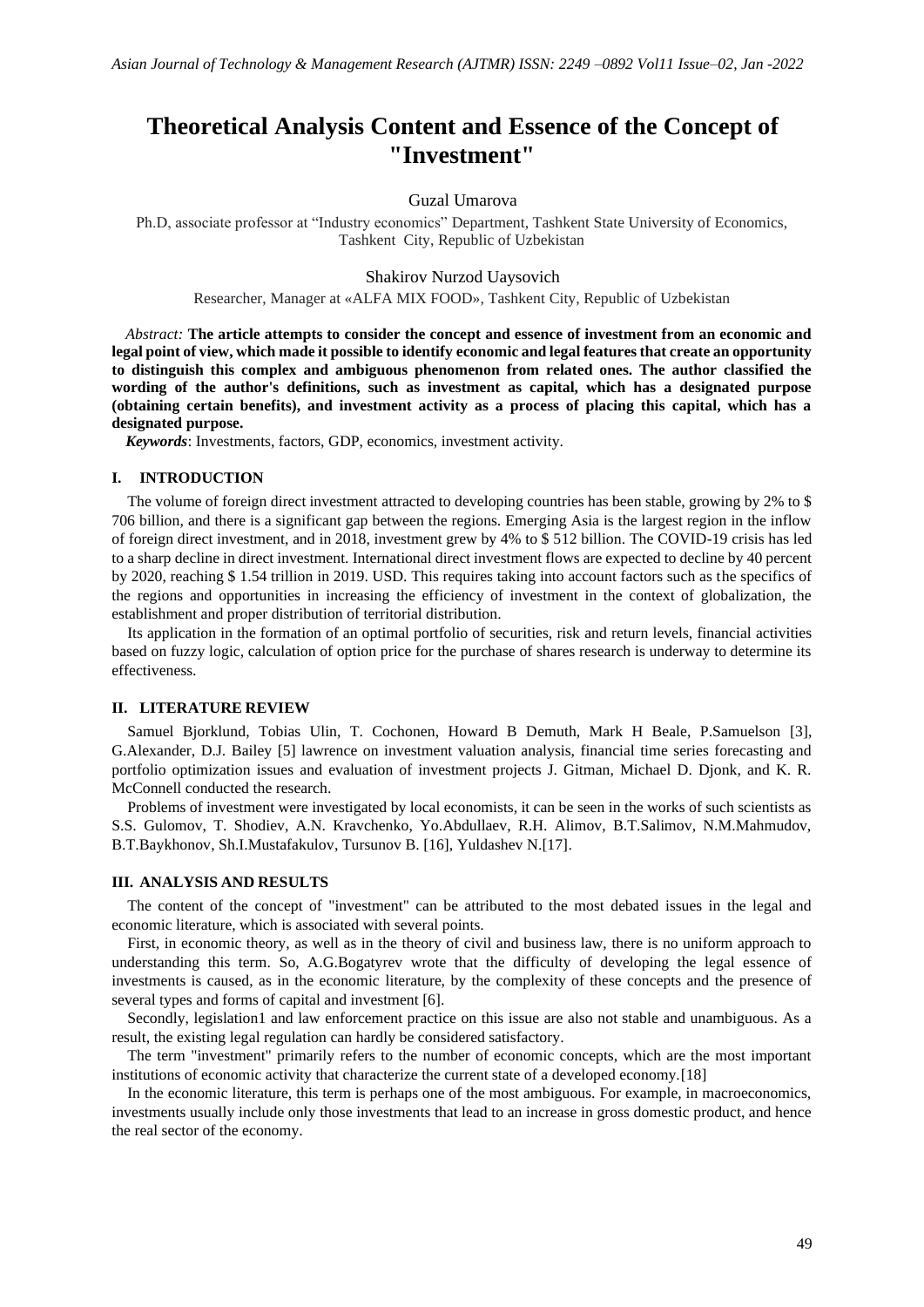# Theoretical Analysis Content and Essence of the Concept of "Investment"

Guzal Umarova

Ph.D, associate professor at "Industry economics" Department, Tashkent State University of Economics, Tashkent City, Republic of Uzbekistan

Shakirov Nurzod Uaysovich

Researcher, Manager at «ALFA MIX FOOD», Tashkent City, Republic of Uzbekistan

*Abstract:* **The article attempts to consider the concept and essence of investment from an economic and legal point of view, which made it possible to identify economic and legal features that create an opportunity to distinguish this complex and ambiguous phenomenon from related ones. The author classified the wording of the author's definitions, such as investment as capital, which has a designated purpose (obtaining certain benefits), and investment activity as a process of placing this capital, which has a designated purpose.**

***Keywords***: Investments, factors, GDP, economics, investment activity.

## I. INTRODUCTION

The volume of foreign direct investment attracted to developing countries has been stable, growing by 2% to $ 706 billion, and there is a significant gap between the regions. Emerging Asia is the largest region in the inflow of foreign direct investment, and in 2018, investment grew by 4% to $ 512 billion. The COVID-19 crisis has led to a sharp decline in direct investment. International direct investment flows are expected to decline by 40 percent by 2020, reaching $ 1.54 trillion in 2019. USD. This requires taking into account factors such as the specifics of the regions and opportunities in increasing the efficiency of investment in the context of globalization, the establishment and proper distribution of territorial distribution.

Its application in the formation of an optimal portfolio of securities, risk and return levels, financial activities based on fuzzy logic, calculation of option price for the purchase of shares research is underway to determine its effectiveness.

## II. LITERATURE REVIEW

Samuel Bjorklund, Tobias Ulin, T. Cochonen, Howard B Demuth, Mark H Beale, P.Samuelson [3], G.Alexander, D.J. Bailey [5] lawrence on investment valuation analysis, financial time series forecasting and portfolio optimization issues and evaluation of investment projects J. Gitman, Michael D. Djonk, and K. R. McConnell conducted the research.

Problems of investment were investigated by local economists, it can be seen in the works of such scientists as S.S. Gulomov, T. Shodiev, A.N. Kravchenko, Yo.Abdullaev, R.H. Alimov, B.T.Salimov, N.M.Mahmudov, B.T.Baykhonov, Sh.I.Mustafakulov, Tursunov B. [16], Yuldashev N.[17].

## III. ANALYSIS AND RESULTS

The content of the concept of "investment" can be attributed to the most debated issues in the legal and economic literature, which is associated with several points.

First, in economic theory, as well as in the theory of civil and business law, there is no uniform approach to understanding this term. So, A.G.Bogatyrev wrote that the difficulty of developing the legal essence of investments is caused, as in the economic literature, by the complexity of these concepts and the presence of several types and forms of capital and investment [6].

Secondly, legislation1 and law enforcement practice on this issue are also not stable and unambiguous. As a result, the existing legal regulation can hardly be considered satisfactory.

The term "investment" primarily refers to the number of economic concepts, which are the most important institutions of economic activity that characterize the current state of a developed economy.[18]

In the economic literature, this term is perhaps one of the most ambiguous. For example, in macroeconomics, investments usually include only those investments that lead to an increase in gross domestic product, and hence the real sector of the economy.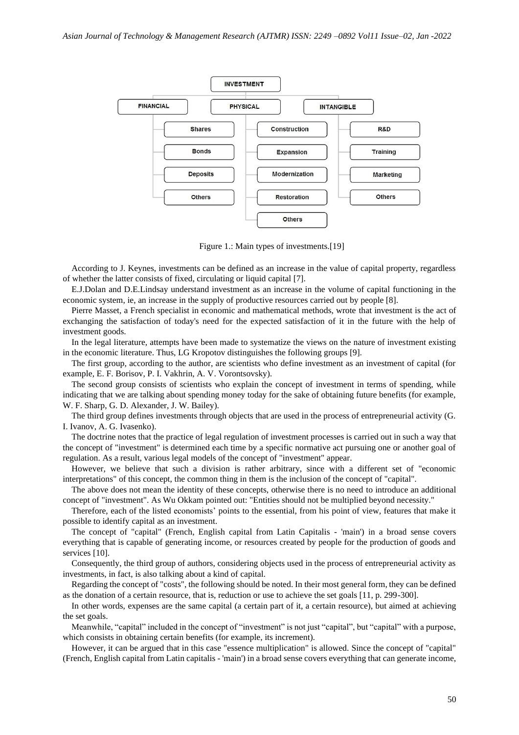INVESTMENT

| FINANCIAL | PHYSICAL | INTANGIBLE |
| --- | --- | --- |
| Shares | Construction | R&D |
| Bonds | Expansion | Training |
| Deposits | Modernization | Marketing |
| Others | Restoration | Others |
| | Others | |

Figure 1.: Main types of investments.[19]

According to J. Keynes, investments can be defined as an increase in the value of capital property, regardless of whether the latter consists of fixed, circulating or liquid capital [7].

E.J.Dolan and D.E.Lindsay understand investment as an increase in the volume of capital functioning in the economic system, ie, an increase in the supply of productive resources carried out by people [8].

Pierre Masset, a French specialist in economic and mathematical methods, wrote that investment is the act of exchanging the satisfaction of today's need for the expected satisfaction of it in the future with the help of investment goods.

In the legal literature, attempts have been made to systematize the views on the nature of investment existing in the economic literature. Thus, LG Kropotov distinguishes the following groups [9].

The first group, according to the author, are scientists who define investment as an investment of capital (for example, E. F. Borisov, P. I. Vakhrin, A. V. Vorontsovsky).

The second group consists of scientists who explain the concept of investment in terms of spending, while indicating that we are talking about spending money today for the sake of obtaining future benefits (for example, W. F. Sharp, G. D. Alexander, J. W. Bailey).

The third group defines investments through objects that are used in the process of entrepreneurial activity (G. I. Ivanov, A. G. Ivasenko).

The doctrine notes that the practice of legal regulation of investment processes is carried out in such a way that the concept of "investment" is determined each time by a specific normative act pursuing one or another goal of regulation. As a result, various legal models of the concept of "investment" appear.

However, we believe that such a division is rather arbitrary, since with a different set of "economic interpretations" of this concept, the common thing in them is the inclusion of the concept of "capital".

The above does not mean the identity of these concepts, otherwise there is no need to introduce an additional concept of "investment". As Wu Okkam pointed out: "Entities should not be multiplied beyond necessity."

Therefore, each of the listed economists' points to the essential, from his point of view, features that make it possible to identify capital as an investment.

The concept of "capital" (French, English capital from Latin Capitalis - 'main') in a broad sense covers everything that is capable of generating income, or resources created by people for the production of goods and services [10].

Consequently, the third group of authors, considering objects used in the process of entrepreneurial activity as investments, in fact, is also talking about a kind of capital.

Regarding the concept of "costs", the following should be noted. In their most general form, they can be defined as the donation of a certain resource, that is, reduction or use to achieve the set goals [11, p. 299-300].

In other words, expenses are the same capital (a certain part of it, a certain resource), but aimed at achieving the set goals.

Meanwhile, "capital" included in the concept of "investment" is not just "capital", but "capital" with a purpose, which consists in obtaining certain benefits (for example, its increment).

However, it can be argued that in this case "essence multiplication" is allowed. Since the concept of "capital" (French, English capital from Latin capitalis - 'main') in a broad sense covers everything that can generate income,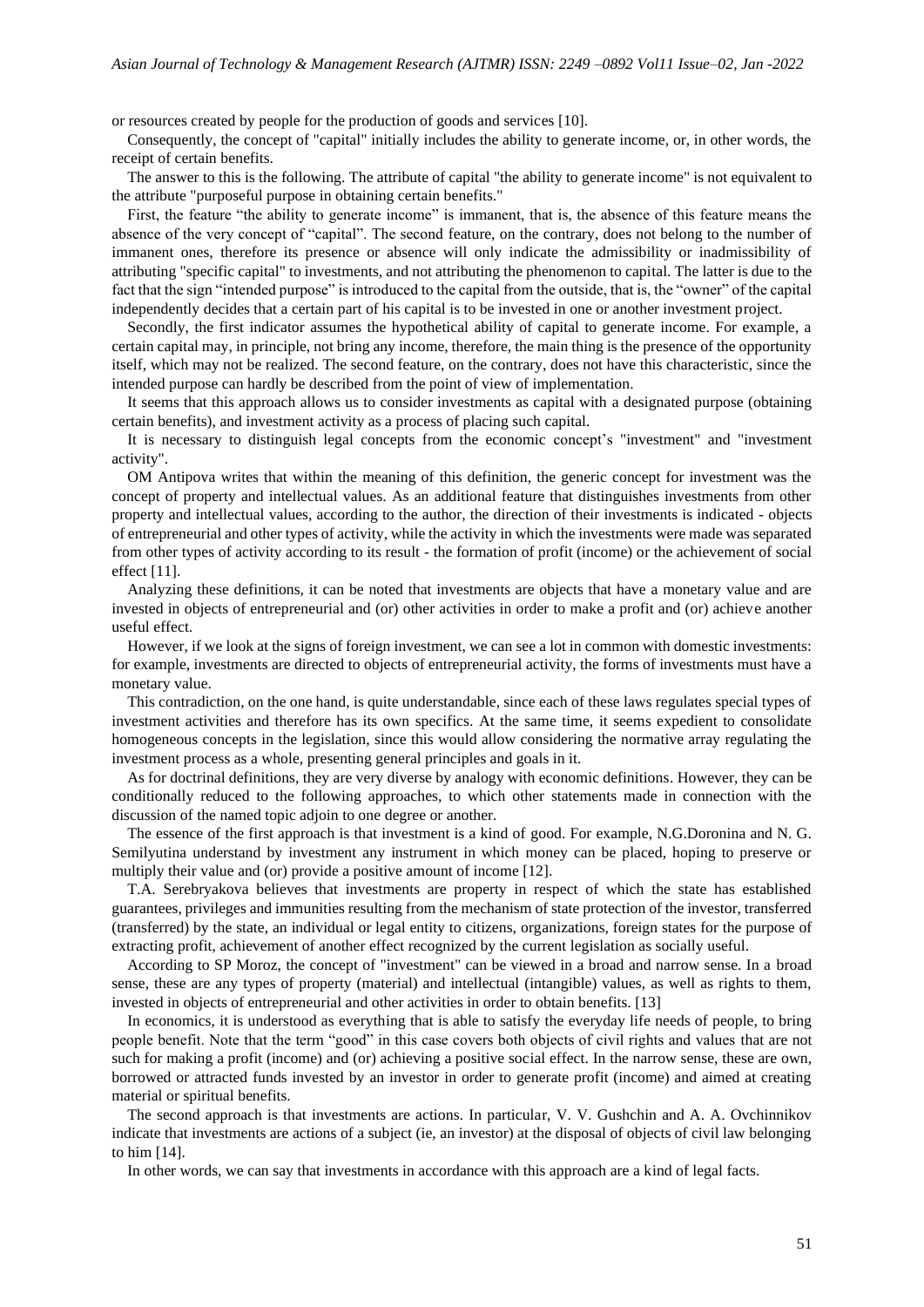or resources created by people for the production of goods and services [10].

Consequently, the concept of "capital" initially includes the ability to generate income, or, in other words, the receipt of certain benefits.

The answer to this is the following. The attribute of capital "the ability to generate income" is not equivalent to the attribute "purposeful purpose in obtaining certain benefits."

First, the feature "the ability to generate income" is immanent, that is, the absence of this feature means the absence of the very concept of "capital". The second feature, on the contrary, does not belong to the number of immanent ones, therefore its presence or absence will only indicate the admissibility or inadmissibility of attributing "specific capital" to investments, and not attributing the phenomenon to capital. The latter is due to the fact that the sign "intended purpose" is introduced to the capital from the outside, that is, the "owner" of the capital independently decides that a certain part of his capital is to be invested in one or another investment project.

Secondly, the first indicator assumes the hypothetical ability of capital to generate income. For example, a certain capital may, in principle, not bring any income, therefore, the main thing is the presence of the opportunity itself, which may not be realized. The second feature, on the contrary, does not have this characteristic, since the intended purpose can hardly be described from the point of view of implementation.

It seems that this approach allows us to consider investments as capital with a designated purpose (obtaining certain benefits), and investment activity as a process of placing such capital.

It is necessary to distinguish legal concepts from the economic concept's "investment" and "investment activity".

OM Antipova writes that within the meaning of this definition, the generic concept for investment was the concept of property and intellectual values. As an additional feature that distinguishes investments from other property and intellectual values, according to the author, the direction of their investments is indicated - objects of entrepreneurial and other types of activity, while the activity in which the investments were made was separated from other types of activity according to its result - the formation of profit (income) or the achievement of social effect [11].

Analyzing these definitions, it can be noted that investments are objects that have a monetary value and are invested in objects of entrepreneurial and (or) other activities in order to make a profit and (or) achieve another useful effect.

However, if we look at the signs of foreign investment, we can see a lot in common with domestic investments: for example, investments are directed to objects of entrepreneurial activity, the forms of investments must have a monetary value.

This contradiction, on the one hand, is quite understandable, since each of these laws regulates special types of investment activities and therefore has its own specifics. At the same time, it seems expedient to consolidate homogeneous concepts in the legislation, since this would allow considering the normative array regulating the investment process as a whole, presenting general principles and goals in it.

As for doctrinal definitions, they are very diverse by analogy with economic definitions. However, they can be conditionally reduced to the following approaches, to which other statements made in connection with the discussion of the named topic adjoin to one degree or another.

The essence of the first approach is that investment is a kind of good. For example, N.G.Doronina and N. G. Semilyutina understand by investment any instrument in which money can be placed, hoping to preserve or multiply their value and (or) provide a positive amount of income [12].

T.A. Serebryakova believes that investments are property in respect of which the state has established guarantees, privileges and immunities resulting from the mechanism of state protection of the investor, transferred (transferred) by the state, an individual or legal entity to citizens, organizations, foreign states for the purpose of extracting profit, achievement of another effect recognized by the current legislation as socially useful.

According to SP Moroz, the concept of "investment" can be viewed in a broad and narrow sense. In a broad sense, these are any types of property (material) and intellectual (intangible) values, as well as rights to them, invested in objects of entrepreneurial and other activities in order to obtain benefits. [13]

In economics, it is understood as everything that is able to satisfy the everyday life needs of people, to bring people benefit. Note that the term "good" in this case covers both objects of civil rights and values that are not such for making a profit (income) and (or) achieving a positive social effect. In the narrow sense, these are own, borrowed or attracted funds invested by an investor in order to generate profit (income) and aimed at creating material or spiritual benefits.

The second approach is that investments are actions. In particular, V. V. Gushchin and A. A. Ovchinnikov indicate that investments are actions of a subject (ie, an investor) at the disposal of objects of civil law belonging to him [14].

In other words, we can say that investments in accordance with this approach are a kind of legal facts.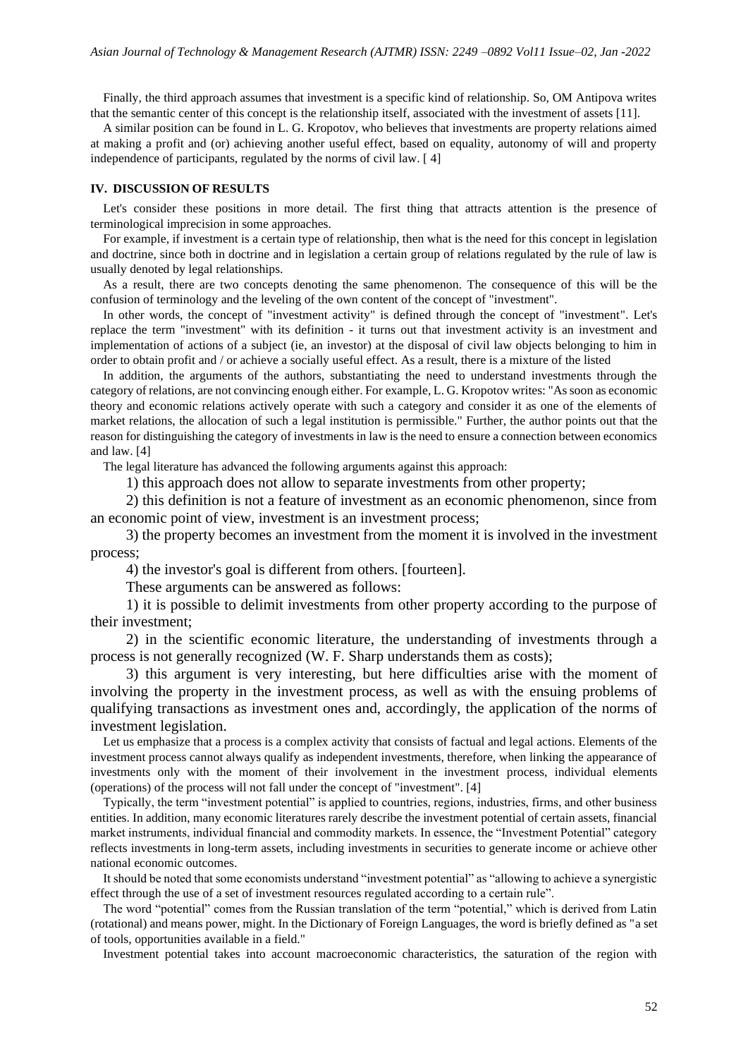Finally, the third approach assumes that investment is a specific kind of relationship. So, OM Antipova writes that the semantic center of this concept is the relationship itself, associated with the investment of assets [11].

A similar position can be found in L. G. Kropotov, who believes that investments are property relations aimed at making a profit and (or) achieving another useful effect, based on equality, autonomy of will and property independence of participants, regulated by the norms of civil law. [ 4]

## IV. DISCUSSION OF RESULTS

Let's consider these positions in more detail. The first thing that attracts attention is the presence of terminological imprecision in some approaches.

For example, if investment is a certain type of relationship, then what is the need for this concept in legislation and doctrine, since both in doctrine and in legislation a certain group of relations regulated by the rule of law is usually denoted by legal relationships.

As a result, there are two concepts denoting the same phenomenon. The consequence of this will be the confusion of terminology and the leveling of the own content of the concept of "investment".

In other words, the concept of "investment activity" is defined through the concept of "investment". Let's replace the term "investment" with its definition - it turns out that investment activity is an investment and implementation of actions of a subject (ie, an investor) at the disposal of civil law objects belonging to him in order to obtain profit and / or achieve a socially useful effect. As a result, there is a mixture of the listed

In addition, the arguments of the authors, substantiating the need to understand investments through the category of relations, are not convincing enough either. For example, L. G. Kropotov writes: "As soon as economic theory and economic relations actively operate with such a category and consider it as one of the elements of market relations, the allocation of such a legal institution is permissible." Further, the author points out that the reason for distinguishing the category of investments in law is the need to ensure a connection between economics and law. [4]

The legal literature has advanced the following arguments against this approach:

1) this approach does not allow to separate investments from other property;

2) this definition is not a feature of investment as an economic phenomenon, since from an economic point of view, investment is an investment process;

3) the property becomes an investment from the moment it is involved in the investment process;

4) the investor's goal is different from others. [fourteen].

These arguments can be answered as follows:

1) it is possible to delimit investments from other property according to the purpose of their investment;

2) in the scientific economic literature, the understanding of investments through a process is not generally recognized (W. F. Sharp understands them as costs);

3) this argument is very interesting, but here difficulties arise with the moment of involving the property in the investment process, as well as with the ensuing problems of qualifying transactions as investment ones and, accordingly, the application of the norms of investment legislation.

Let us emphasize that a process is a complex activity that consists of factual and legal actions. Elements of the investment process cannot always qualify as independent investments, therefore, when linking the appearance of investments only with the moment of their involvement in the investment process, individual elements (operations) of the process will not fall under the concept of "investment". [4]

Typically, the term "investment potential" is applied to countries, regions, industries, firms, and other business entities. In addition, many economic literatures rarely describe the investment potential of certain assets, financial market instruments, individual financial and commodity markets. In essence, the "Investment Potential" category reflects investments in long-term assets, including investments in securities to generate income or achieve other national economic outcomes.

It should be noted that some economists understand "investment potential" as "allowing to achieve a synergistic effect through the use of a set of investment resources regulated according to a certain rule".

The word "potential" comes from the Russian translation of the term "potential," which is derived from Latin (rotational) and means power, might. In the Dictionary of Foreign Languages, the word is briefly defined as "a set of tools, opportunities available in a field."

Investment potential takes into account macroeconomic characteristics, the saturation of the region with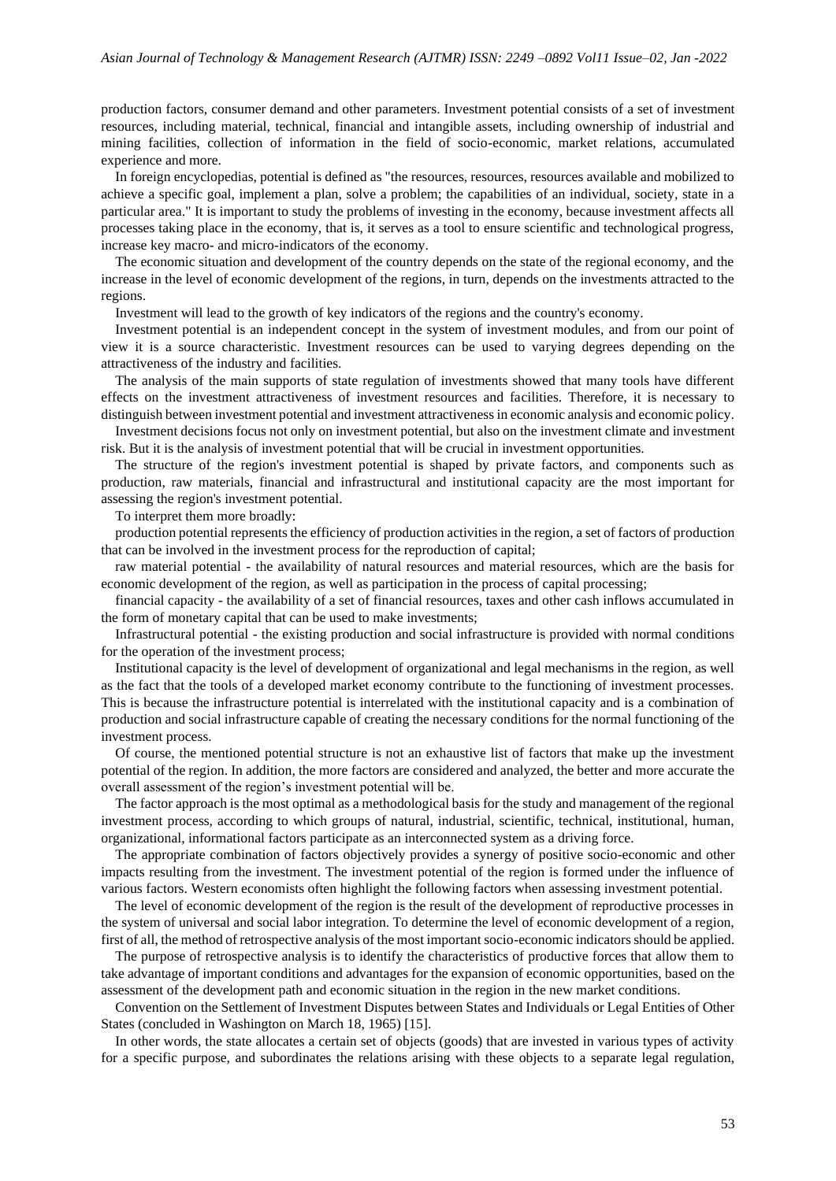production factors, consumer demand and other parameters. Investment potential consists of a set of investment resources, including material, technical, financial and intangible assets, including ownership of industrial and mining facilities, collection of information in the field of socio-economic, market relations, accumulated experience and more.

In foreign encyclopedias, potential is defined as "the resources, resources, resources available and mobilized to achieve a specific goal, implement a plan, solve a problem; the capabilities of an individual, society, state in a particular area." It is important to study the problems of investing in the economy, because investment affects all processes taking place in the economy, that is, it serves as a tool to ensure scientific and technological progress, increase key macro- and micro-indicators of the economy.

The economic situation and development of the country depends on the state of the regional economy, and the increase in the level of economic development of the regions, in turn, depends on the investments attracted to the regions.

Investment will lead to the growth of key indicators of the regions and the country's economy.

Investment potential is an independent concept in the system of investment modules, and from our point of view it is a source characteristic. Investment resources can be used to varying degrees depending on the attractiveness of the industry and facilities.

The analysis of the main supports of state regulation of investments showed that many tools have different effects on the investment attractiveness of investment resources and facilities. Therefore, it is necessary to distinguish between investment potential and investment attractiveness in economic analysis and economic policy.

Investment decisions focus not only on investment potential, but also on the investment climate and investment risk. But it is the analysis of investment potential that will be crucial in investment opportunities.

The structure of the region's investment potential is shaped by private factors, and components such as production, raw materials, financial and infrastructural and institutional capacity are the most important for assessing the region's investment potential.

To interpret them more broadly:

production potential represents the efficiency of production activities in the region, a set of factors of production that can be involved in the investment process for the reproduction of capital;

raw material potential - the availability of natural resources and material resources, which are the basis for economic development of the region, as well as participation in the process of capital processing;

financial capacity - the availability of a set of financial resources, taxes and other cash inflows accumulated in the form of monetary capital that can be used to make investments;

Infrastructural potential - the existing production and social infrastructure is provided with normal conditions for the operation of the investment process;

Institutional capacity is the level of development of organizational and legal mechanisms in the region, as well as the fact that the tools of a developed market economy contribute to the functioning of investment processes. This is because the infrastructure potential is interrelated with the institutional capacity and is a combination of production and social infrastructure capable of creating the necessary conditions for the normal functioning of the investment process.

Of course, the mentioned potential structure is not an exhaustive list of factors that make up the investment potential of the region. In addition, the more factors are considered and analyzed, the better and more accurate the overall assessment of the region's investment potential will be.

The factor approach is the most optimal as a methodological basis for the study and management of the regional investment process, according to which groups of natural, industrial, scientific, technical, institutional, human, organizational, informational factors participate as an interconnected system as a driving force.

The appropriate combination of factors objectively provides a synergy of positive socio-economic and other impacts resulting from the investment. The investment potential of the region is formed under the influence of various factors. Western economists often highlight the following factors when assessing investment potential.

The level of economic development of the region is the result of the development of reproductive processes in the system of universal and social labor integration. To determine the level of economic development of a region, first of all, the method of retrospective analysis of the most important socio-economic indicators should be applied.

The purpose of retrospective analysis is to identify the characteristics of productive forces that allow them to take advantage of important conditions and advantages for the expansion of economic opportunities, based on the assessment of the development path and economic situation in the region in the new market conditions.

Convention on the Settlement of Investment Disputes between States and Individuals or Legal Entities of Other States (concluded in Washington on March 18, 1965) [15].

In other words, the state allocates a certain set of objects (goods) that are invested in various types of activity for a specific purpose, and subordinates the relations arising with these objects to a separate legal regulation,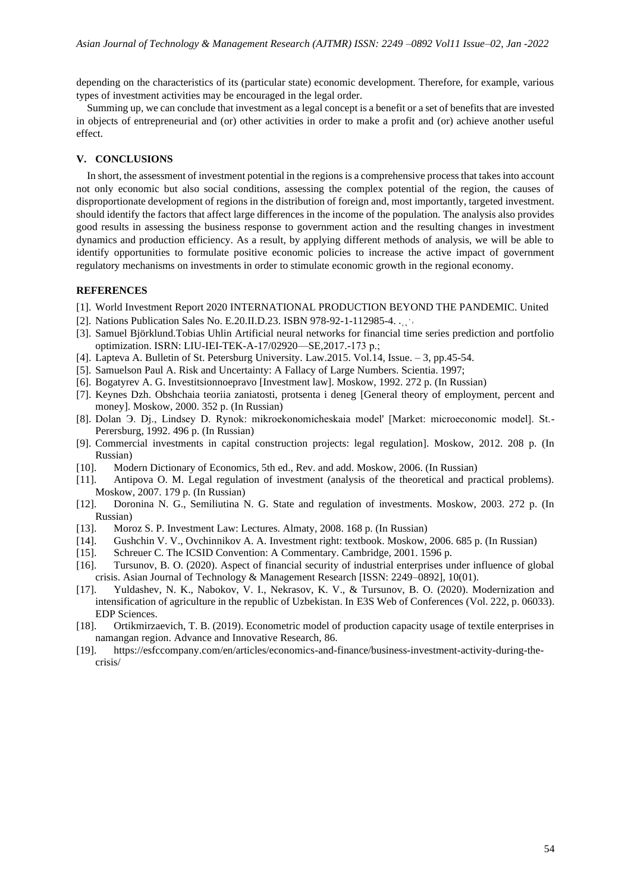depending on the characteristics of its (particular state) economic development. Therefore, for example, various types of investment activities may be encouraged in the legal order.

Summing up, we can conclude that investment as a legal concept is a benefit or a set of benefits that are invested in objects of entrepreneurial and (or) other activities in order to make a profit and (or) achieve another useful effect.

## V. CONCLUSIONS

In short, the assessment of investment potential in the regions is a comprehensive process that takes into account not only economic but also social conditions, assessing the complex potential of the region, the causes of disproportionate development of regions in the distribution of foreign and, most importantly, targeted investment. should identify the factors that affect large differences in the income of the population. The analysis also provides good results in assessing the business response to government action and the resulting changes in investment dynamics and production efficiency. As a result, by applying different methods of analysis, we will be able to identify opportunities to formulate positive economic policies to increase the active impact of government regulatory mechanisms on investments in order to stimulate economic growth in the regional economy.

## REFERENCES

[1]. World Investment Report 2020 INTERNATIONAL PRODUCTION BEYOND THE PANDEMIC. United

[2]. Nations Publication Sales No. E.20.II.D.23. ISBN 978-92-1-112985-4.

[3]. Samuel Björklund.Tobias Uhlin Artificial neural networks for financial time series prediction and portfolio optimization. ISRN: LIU-IEI-TEK-A-17/02920—SE,2017.-173 p.;

[4]. Lapteva A. Bulletin of St. Petersburg University. Law.2015. Vol.14, Issue. – 3, pp.45-54.

[5]. Samuelson Paul A. Risk and Uncertainty: A Fallacy of Large Numbers. Scientia. 1997;

[6]. Bogatyrev A. G. Investitsionnoepravo [Investment law]. Moskow, 1992. 272 p. (In Russian)

[7]. Keynes Dzh. Obshchaia teoriia zaniatosti, protsenta i deneg [General theory of employment, percent and money]. Moskow, 2000. 352 p. (In Russian)

[8]. Dolan Э. Dj., Lindsey D. Rynok: mikroekonomicheskaia model' [Market: microeconomic model]. St.-Perersburg, 1992. 496 p. (In Russian)

[9]. Commercial investments in capital construction projects: legal regulation]. Moskow, 2012. 208 p. (In Russian)

[10]. Modern Dictionary of Economics, 5th ed., Rev. and add. Moskow, 2006. (In Russian)

[11]. Antipova O. M. Legal regulation of investment (analysis of the theoretical and practical problems). Moskow, 2007. 179 p. (In Russian)

[12]. Doronina N. G., Semiliutina N. G. State and regulation of investments. Moskow, 2003. 272 p. (In Russian)

[13]. Moroz S. P. Investment Law: Lectures. Almaty, 2008. 168 p. (In Russian)

[14]. Gushchin V. V., Ovchinnikov A. A. Investment right: textbook. Moskow, 2006. 685 p. (In Russian)

[15]. Schreuer C. The ICSID Convention: A Commentary. Cambridge, 2001. 1596 p.

[16]. Tursunov, B. O. (2020). Aspect of financial security of industrial enterprises under influence of global crisis. Asian Journal of Technology & Management Research [ISSN: 2249–0892], 10(01).

[17]. Yuldashev, N. K., Nabokov, V. I., Nekrasov, K. V., & Tursunov, B. O. (2020). Modernization and intensification of agriculture in the republic of Uzbekistan. In E3S Web of Conferences (Vol. 222, p. 06033). EDP Sciences.

[18]. Ortikmirzaevich, T. B. (2019). Econometric model of production capacity usage of textile enterprises in namangan region. Advance and Innovative Research, 86.

[19]. https://esfccompany.com/en/articles/economics-and-finance/business-investment-activity-during-the-crisis/